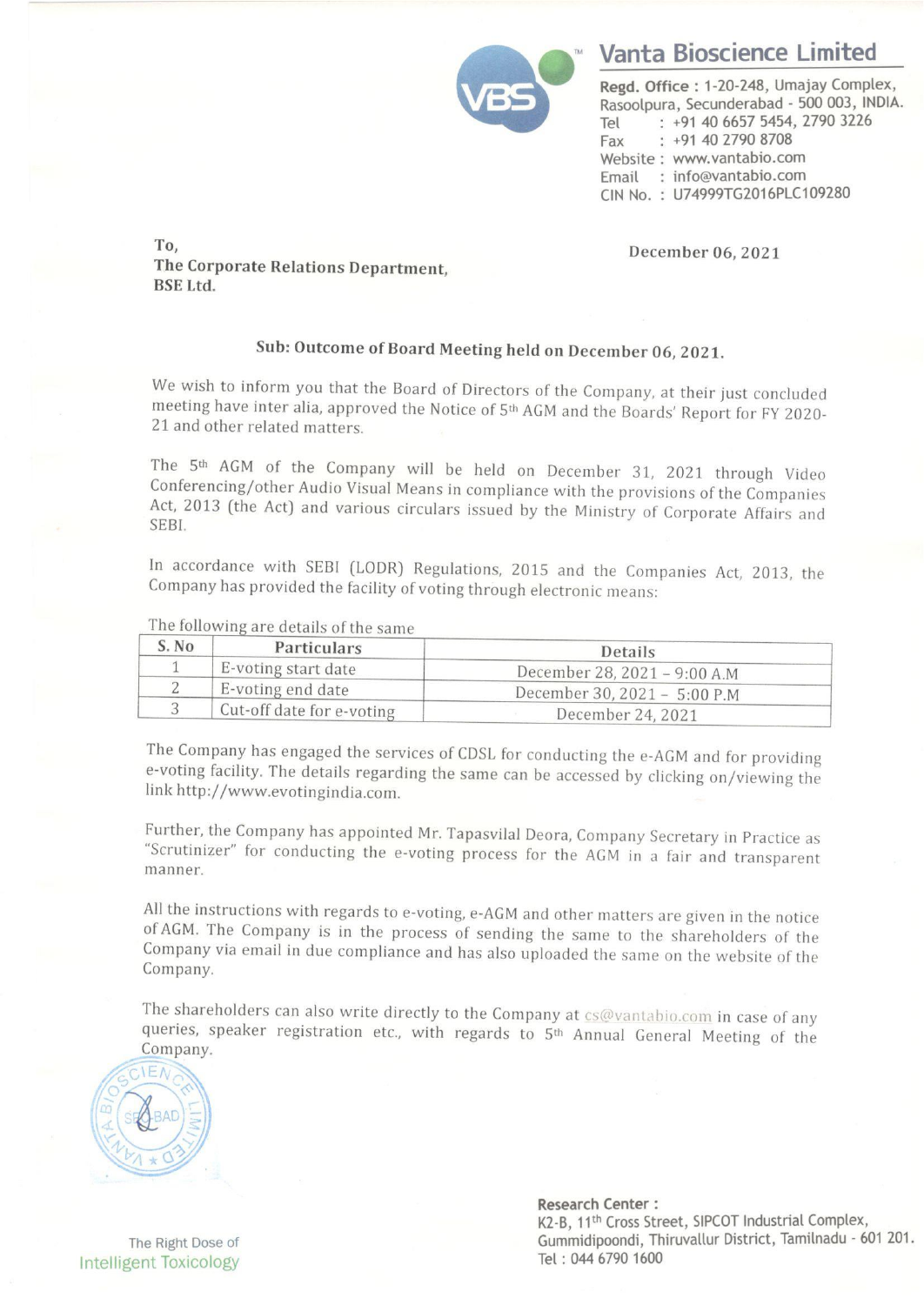# Vanta Bioscience Limited

**Regd. Office :** 1-20-248, Umajay Complex, Rasoolpura, Secunderabad - 500 003, INDIA.
Tel : +91 40 6657 5454, 2790 3226
Fax : +91 40 2790 8708
Website : www.vantabio.com
Email : info@vantabio.com
CIN No. : U74999TG2016PLC109280

To,
**The Corporate Relations Department,**
**BSE Ltd.**

**December 06, 2021**

**Sub: Outcome of Board Meeting held on December 06, 2021.**

We wish to inform you that the Board of Directors of the Company, at their just concluded meeting have inter alia, approved the Notice of 5th AGM and the Boards' Report for FY 2020-21 and other related matters.

The 5th AGM of the Company will be held on December 31, 2021 through Video Conferencing/other Audio Visual Means in compliance with the provisions of the Companies Act, 2013 (the Act) and various circulars issued by the Ministry of Corporate Affairs and SEBI.

In accordance with SEBI (LODR) Regulations, 2015 and the Companies Act, 2013, the Company has provided the facility of voting through electronic means:

The following are details of the same

| S. No | Particulars | Details |
| --- | --- | --- |
| 1 | E-voting start date | December 28, 2021 – 9:00 A.M |
| 2 | E-voting end date | December 30, 2021 – 5:00 P.M |
| 3 | Cut-off date for e-voting | December 24, 2021 |

The Company has engaged the services of CDSL for conducting the e-AGM and for providing e-voting facility. The details regarding the same can be accessed by clicking on/viewing the link http://www.evotingindia.com.

Further, the Company has appointed Mr. Tapasvilal Deora, Company Secretary in Practice as "Scrutinizer" for conducting the e-voting process for the AGM in a fair and transparent manner.

All the instructions with regards to e-voting, e-AGM and other matters are given in the notice of AGM. The Company is in the process of sending the same to the shareholders of the Company via email in due compliance and has also uploaded the same on the website of the Company.

The shareholders can also write directly to the Company at cs@vantabio.com in case of any queries, speaker registration etc., with regards to 5th Annual General Meeting of the Company.

The Right Dose of
Intelligent Toxicology

**Research Center :**
K2-B, 11th Cross Street, SIPCOT Industrial Complex, Gummidipoondi, Thiruvallur District, Tamilnadu - 601 201.
Tel : 044 6790 1600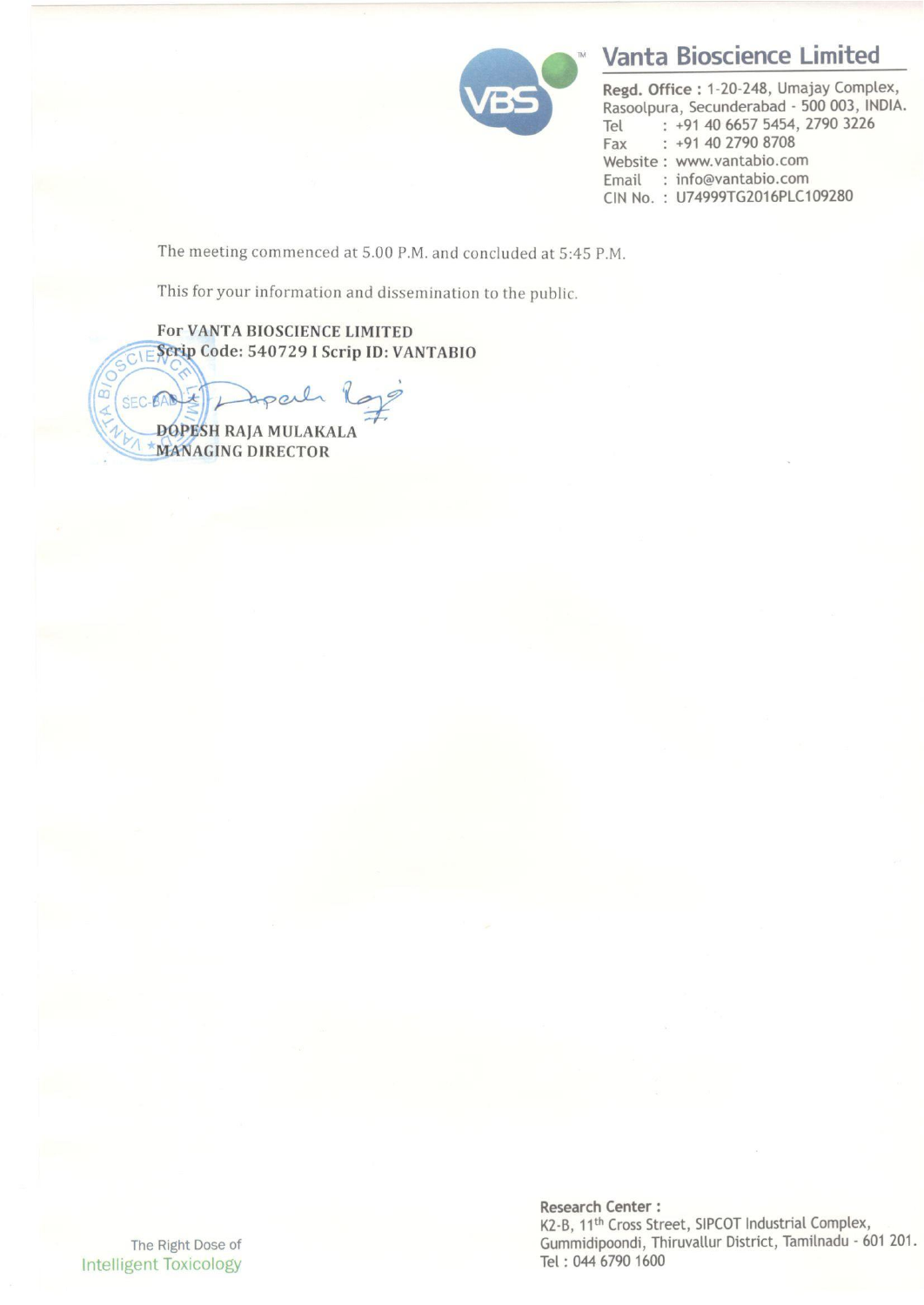The meeting commenced at 5.00 P.M. and concluded at 5:45 P.M.

This for your information and dissemination to the public.

**For VANTA BIOSCIENCE LIMITED**
**Scrip Code: 540729 I Scrip ID: VANTABIO**

**DOPESH RAJA MULAKALA**
**MANAGING DIRECTOR**